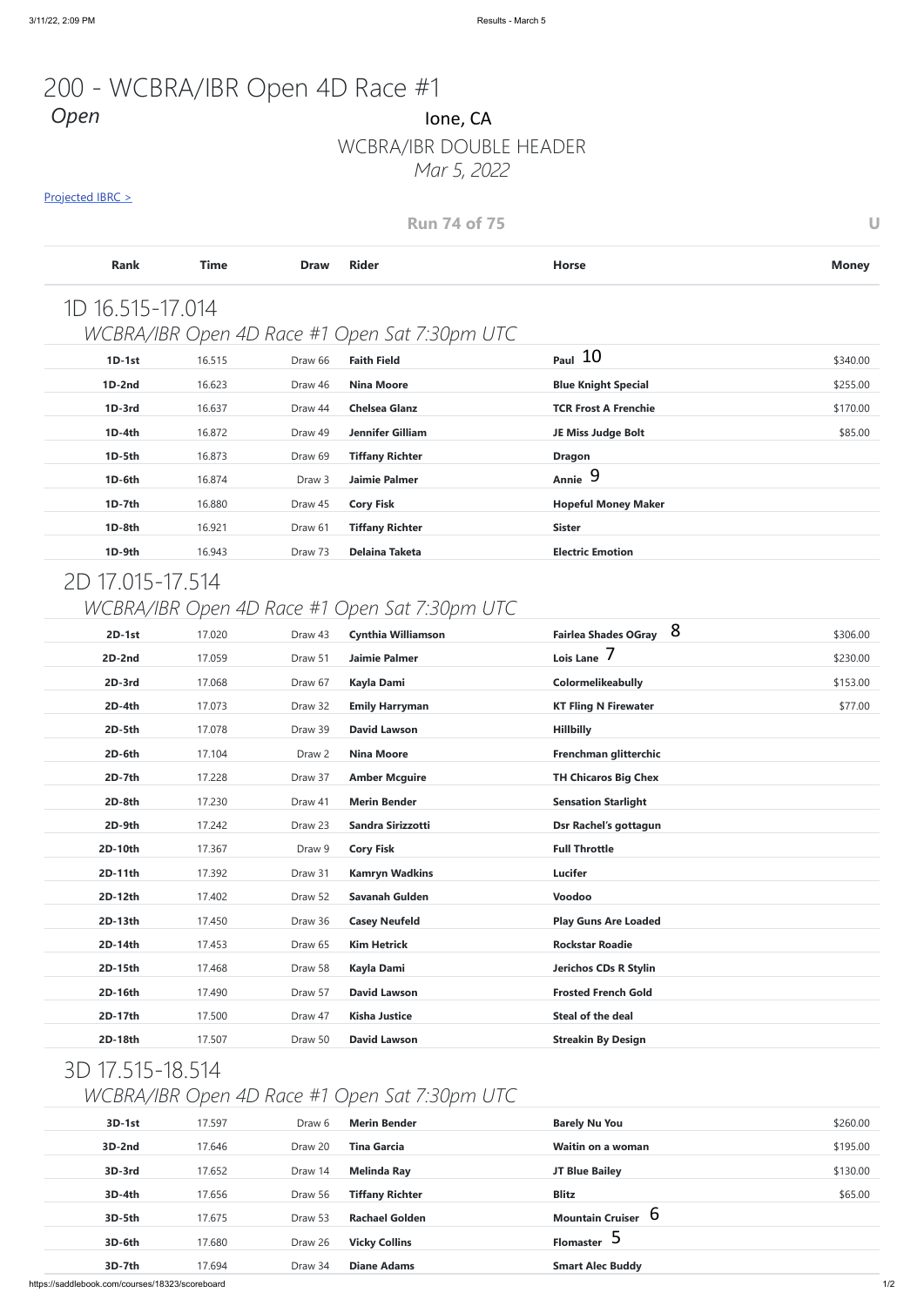# 200 - WCBRA/IBR Open 4D Race #1

*Open*

Ione, CA

WCBRA/IBR DOUBLE HEADER

*Mar 5, 2022*

Projected IBRC >

**Run 74 of 75** U

## 1D 16.515-17.014

*WCBRA/IBR Open 4D Race #1 Open Sat 7:30pm UTC*

| Rank | Time | Draw | Rider | Horse | Money |
|---|---|---|---|---|---|
| **1D-1st** | 16.515 | Draw 66 | **Faith Field** | **Paul** 10 | $340.00 |
| **1D-2nd** | 16.623 | Draw 46 | **Nina Moore** | **Blue Knight Special** | $255.00 |
| **1D-3rd** | 16.637 | Draw 44 | **Chelsea Glanz** | **TCR Frost A Frenchie** | $170.00 |
| **1D-4th** | 16.872 | Draw 49 | **Jennifer Gilliam** | **JE Miss Judge Bolt** | $85.00 |
| **1D-5th** | 16.873 | Draw 69 | **Tiffany Richter** | **Dragon** | |
| **1D-6th** | 16.874 | Draw 3 | **Jaimie Palmer** | **Annie** 9 | |
| **1D-7th** | 16.880 | Draw 45 | **Cory Fisk** | **Hopeful Money Maker** | |
| **1D-8th** | 16.921 | Draw 61 | **Tiffany Richter** | **Sister** | |
| **1D-9th** | 16.943 | Draw 73 | **Delaina Taketa** | **Electric Emotion** | |

## 2D 17.015-17.514

*WCBRA/IBR Open 4D Race #1 Open Sat 7:30pm UTC*

| Rank | Time | Draw | Rider | Horse | Money |
|---|---|---|---|---|---|
| **2D-1st** | 17.020 | Draw 43 | **Cynthia Williamson** | **Fairlea Shades OGray** 8 | $306.00 |
| **2D-2nd** | 17.059 | Draw 51 | **Jaimie Palmer** | **Lois Lane** 7 | $230.00 |
| **2D-3rd** | 17.068 | Draw 67 | **Kayla Dami** | **Colormelikeabully** | $153.00 |
| **2D-4th** | 17.073 | Draw 32 | **Emily Harryman** | **KT Fling N Firewater** | $77.00 |
| **2D-5th** | 17.078 | Draw 39 | **David Lawson** | **Hillbilly** | |
| **2D-6th** | 17.104 | Draw 2 | **Nina Moore** | **Frenchman glitterchic** | |
| **2D-7th** | 17.228 | Draw 37 | **Amber Mcguire** | **TH Chicaros Big Chex** | |
| **2D-8th** | 17.230 | Draw 41 | **Merin Bender** | **Sensation Starlight** | |
| **2D-9th** | 17.242 | Draw 23 | **Sandra Sirizzotti** | **Dsr Rachel's gottagun** | |
| **2D-10th** | 17.367 | Draw 9 | **Cory Fisk** | **Full Throttle** | |
| **2D-11th** | 17.392 | Draw 31 | **Kamryn Wadkins** | **Lucifer** | |
| **2D-12th** | 17.402 | Draw 52 | **Savanah Gulden** | **Voodoo** | |
| **2D-13th** | 17.450 | Draw 36 | **Casey Neufeld** | **Play Guns Are Loaded** | |
| **2D-14th** | 17.453 | Draw 65 | **Kim Hetrick** | **Rockstar Roadie** | |
| **2D-15th** | 17.468 | Draw 58 | **Kayla Dami** | **Jerichos CDs R Stylin** | |
| **2D-16th** | 17.490 | Draw 57 | **David Lawson** | **Frosted French Gold** | |
| **2D-17th** | 17.500 | Draw 47 | **Kisha Justice** | **Steal of the deal** | |
| **2D-18th** | 17.507 | Draw 50 | **David Lawson** | **Streakin By Design** | |

## 3D 17.515-18.514

*WCBRA/IBR Open 4D Race #1 Open Sat 7:30pm UTC*

| Rank | Time | Draw | Rider | Horse | Money |
|---|---|---|---|---|---|
| **3D-1st** | 17.597 | Draw 6 | **Merin Bender** | **Barely Nu You** | $260.00 |
| **3D-2nd** | 17.646 | Draw 20 | **Tina Garcia** | **Waitin on a woman** | $195.00 |
| **3D-3rd** | 17.652 | Draw 14 | **Melinda Ray** | **JT Blue Bailey** | $130.00 |
| **3D-4th** | 17.656 | Draw 56 | **Tiffany Richter** | **Blitz** | $65.00 |
| **3D-5th** | 17.675 | Draw 53 | **Rachael Golden** | **Mountain Cruiser** 6 | |
| **3D-6th** | 17.680 | Draw 26 | **Vicky Collins** | **Flomaster** 5 | |
| **3D-7th** | 17.694 | Draw 34 | **Diane Adams** | **Smart Alec Buddy** | |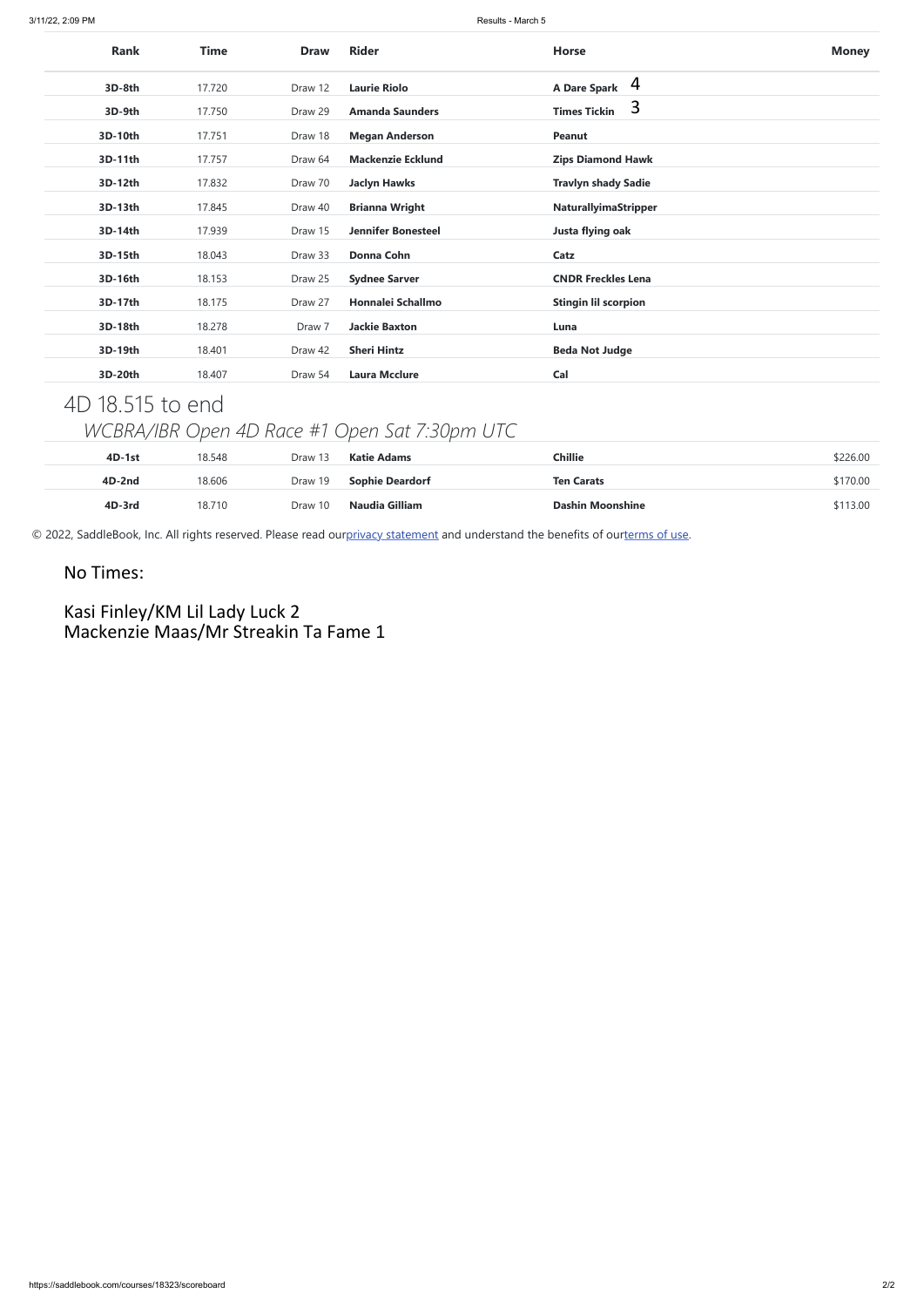| Rank | Time | Draw | Rider | Horse | Money |
|---|---|---|---|---|---|
| **3D-8th** | 17.720 | Draw 12 | **Laurie Riolo** | **A Dare Spark** 4 | |
| **3D-9th** | 17.750 | Draw 29 | **Amanda Saunders** | **Times Tickin** 3 | |
| **3D-10th** | 17.751 | Draw 18 | **Megan Anderson** | **Peanut** | |
| **3D-11th** | 17.757 | Draw 64 | **Mackenzie Ecklund** | **Zips Diamond Hawk** | |
| **3D-12th** | 17.832 | Draw 70 | **Jaclyn Hawks** | **Travlyn shady Sadie** | |
| **3D-13th** | 17.845 | Draw 40 | **Brianna Wright** | **NaturallyimaStripper** | |
| **3D-14th** | 17.939 | Draw 15 | **Jennifer Bonesteel** | **Justa flying oak** | |
| **3D-15th** | 18.043 | Draw 33 | **Donna Cohn** | **Catz** | |
| **3D-16th** | 18.153 | Draw 25 | **Sydnee Sarver** | **CNDR Freckles Lena** | |
| **3D-17th** | 18.175 | Draw 27 | **Honnalei Schallmo** | **Stingin lil scorpion** | |
| **3D-18th** | 18.278 | Draw 7 | **Jackie Baxton** | **Luna** | |
| **3D-19th** | 18.401 | Draw 42 | **Sheri Hintz** | **Beda Not Judge** | |
| **3D-20th** | 18.407 | Draw 54 | **Laura Mcclure** | **Cal** | |

# 4D 18.515 to end

## *WCBRA/IBR Open 4D Race #1 Open Sat 7:30pm UTC*

| Rank | Time | Draw | Rider | Horse | Money |
|---|---|---|---|---|---|
| **4D-1st** | 18.548 | Draw 13 | **Katie Adams** | **Chillie** | $226.00 |
| **4D-2nd** | 18.606 | Draw 19 | **Sophie Deardorf** | **Ten Carats** | $170.00 |
| **4D-3rd** | 18.710 | Draw 10 | **Naudia Gilliam** | **Dashin Moonshine** | $113.00 |

© 2022, SaddleBook, Inc. All rights reserved. Please read ourprivacy statement and understand the benefits of ourterms of use.

## No Times:

Kasi Finley/KM Lil Lady Luck 2
Mackenzie Maas/Mr Streakin Ta Fame 1